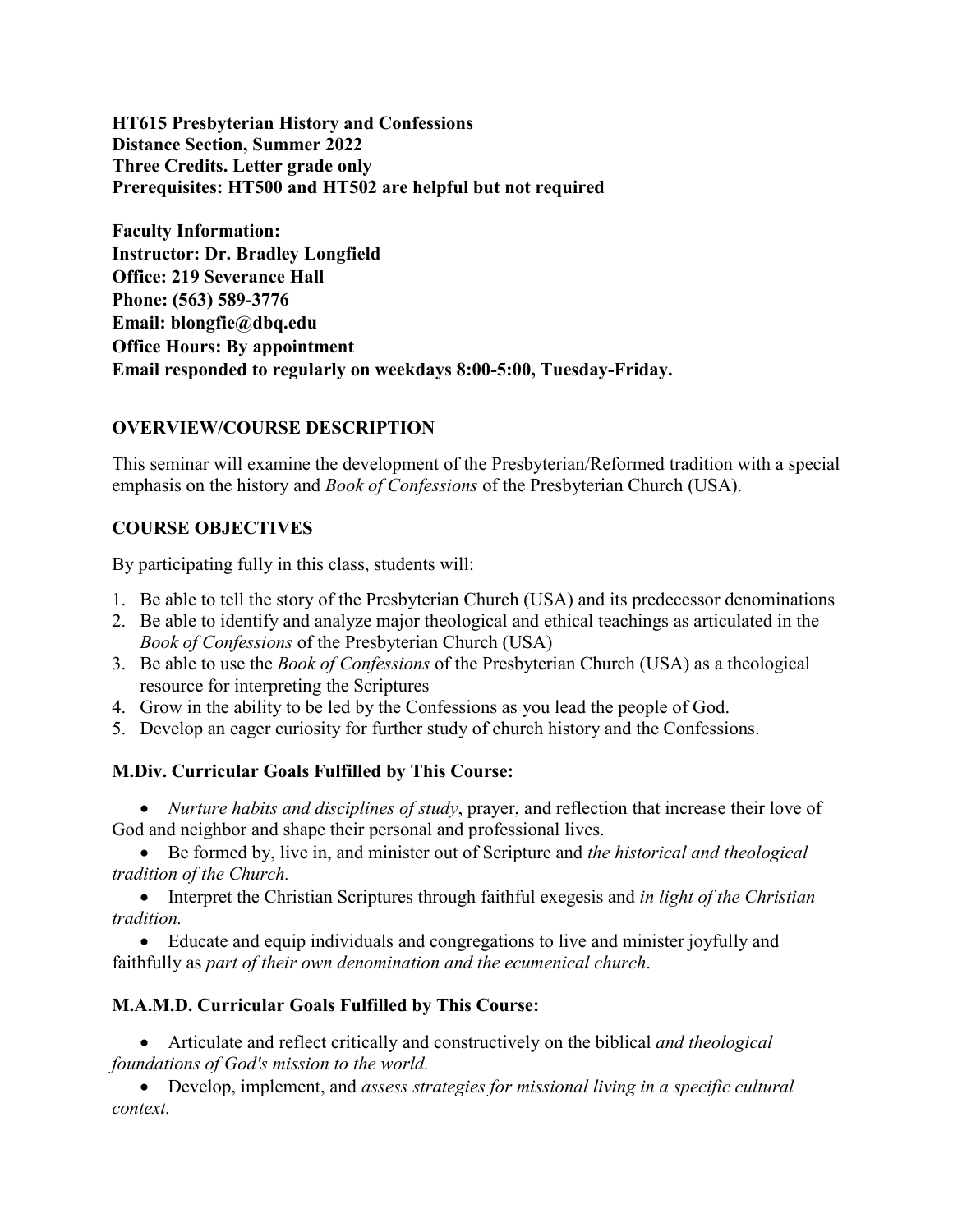**HT615 Presbyterian History and Confessions**
**Distance Section, Summer 2022**
**Three Credits. Letter grade only**
**Prerequisites: HT500 and HT502 are helpful but not required**

**Faculty Information:**
**Instructor: Dr. Bradley Longfield**
**Office: 219 Severance Hall**
**Phone: (563) 589-3776**
**Email: blongfie@dbq.edu**
**Office Hours: By appointment**
**Email responded to regularly on weekdays 8:00-5:00, Tuesday-Friday.**

## OVERVIEW/COURSE DESCRIPTION

This seminar will examine the development of the Presbyterian/Reformed tradition with a special emphasis on the history and *Book of Confessions* of the Presbyterian Church (USA).

## COURSE OBJECTIVES

By participating fully in this class, students will:

1. Be able to tell the story of the Presbyterian Church (USA) and its predecessor denominations
2. Be able to identify and analyze major theological and ethical teachings as articulated in the *Book of Confessions* of the Presbyterian Church (USA)
3. Be able to use the *Book of Confessions* of the Presbyterian Church (USA) as a theological resource for interpreting the Scriptures
4. Grow in the ability to be led by the Confessions as you lead the people of God.
5. Develop an eager curiosity for further study of church history and the Confessions.

### M.Div. Curricular Goals Fulfilled by This Course:

- *Nurture habits and disciplines of study*, prayer, and reflection that increase their love of God and neighbor and shape their personal and professional lives.
- Be formed by, live in, and minister out of Scripture and *the historical and theological tradition of the Church.*
- Interpret the Christian Scriptures through faithful exegesis and *in light of the Christian tradition.*
- Educate and equip individuals and congregations to live and minister joyfully and faithfully as *part of their own denomination and the ecumenical church*.

### M.A.M.D. Curricular Goals Fulfilled by This Course:

- Articulate and reflect critically and constructively on the biblical *and theological foundations of God's mission to the world.*
- Develop, implement, and *assess strategies for missional living in a specific cultural context.*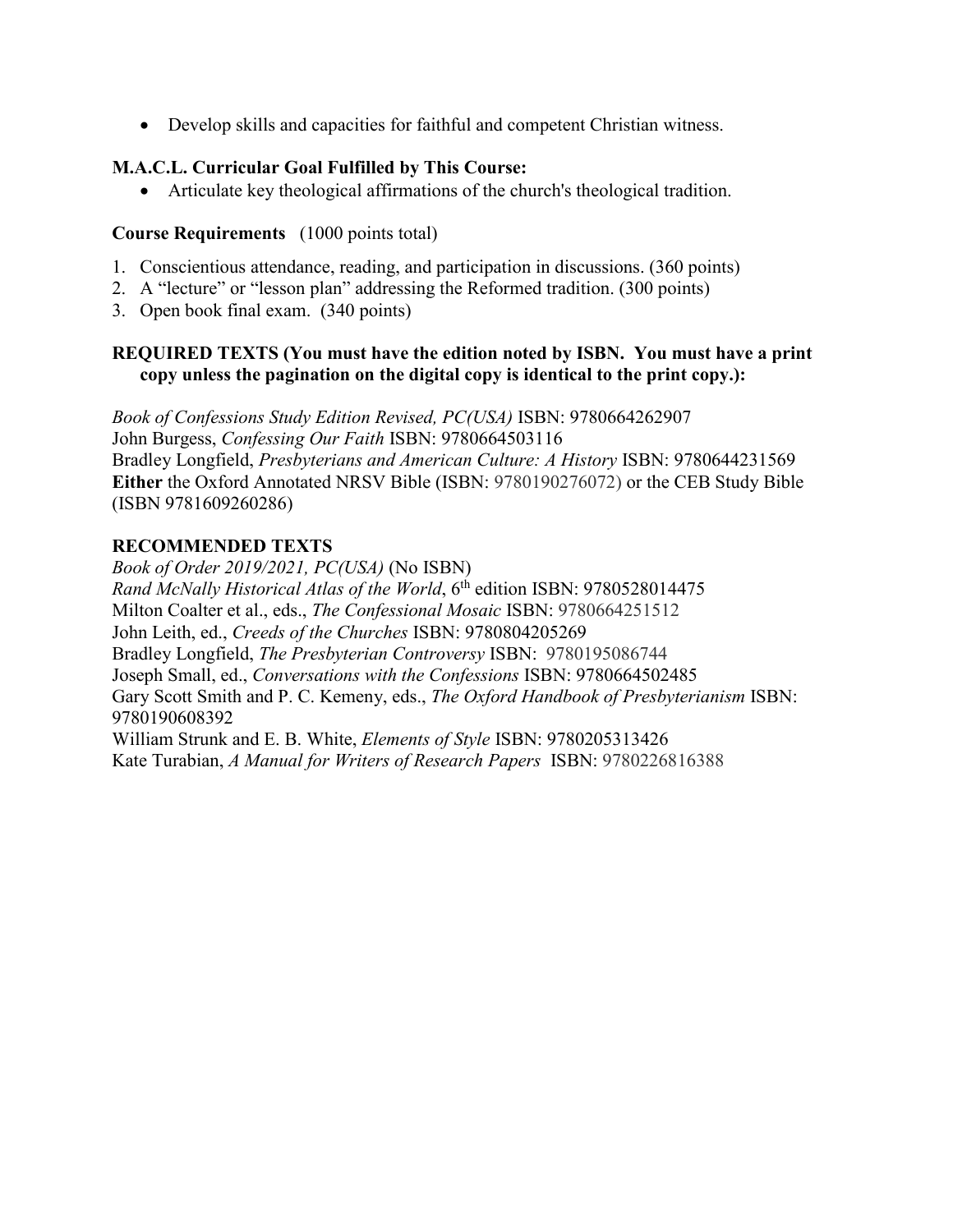- Develop skills and capacities for faithful and competent Christian witness.

**M.A.C.L. Curricular Goal Fulfilled by This Course:**

- Articulate key theological affirmations of the church's theological tradition.

**Course Requirements** (1000 points total)

1. Conscientious attendance, reading, and participation in discussions. (360 points)
2. A "lecture" or "lesson plan" addressing the Reformed tradition. (300 points)
3. Open book final exam. (340 points)

**REQUIRED TEXTS (You must have the edition noted by ISBN. You must have a print copy unless the pagination on the digital copy is identical to the print copy.):**

*Book of Confessions Study Edition Revised, PC(USA)* ISBN: 9780664262907
John Burgess, *Confessing Our Faith* ISBN: 9780664503116
Bradley Longfield, *Presbyterians and American Culture: A History* ISBN: 9780644231569
**Either** the Oxford Annotated NRSV Bible (ISBN: 9780190276072) or the CEB Study Bible (ISBN 9781609260286)

**RECOMMENDED TEXTS**

*Book of Order 2019/2021, PC(USA)* (No ISBN)
*Rand McNally Historical Atlas of the World*, 6th edition ISBN: 9780528014475
Milton Coalter et al., eds., *The Confessional Mosaic* ISBN: 9780664251512
John Leith, ed., *Creeds of the Churches* ISBN: 9780804205269
Bradley Longfield, *The Presbyterian Controversy* ISBN: 9780195086744
Joseph Small, ed., *Conversations with the Confessions* ISBN: 9780664502485
Gary Scott Smith and P. C. Kemeny, eds., *The Oxford Handbook of Presbyterianism* ISBN: 9780190608392
William Strunk and E. B. White, *Elements of Style* ISBN: 9780205313426
Kate Turabian, *A Manual for Writers of Research Papers* ISBN: 9780226816388